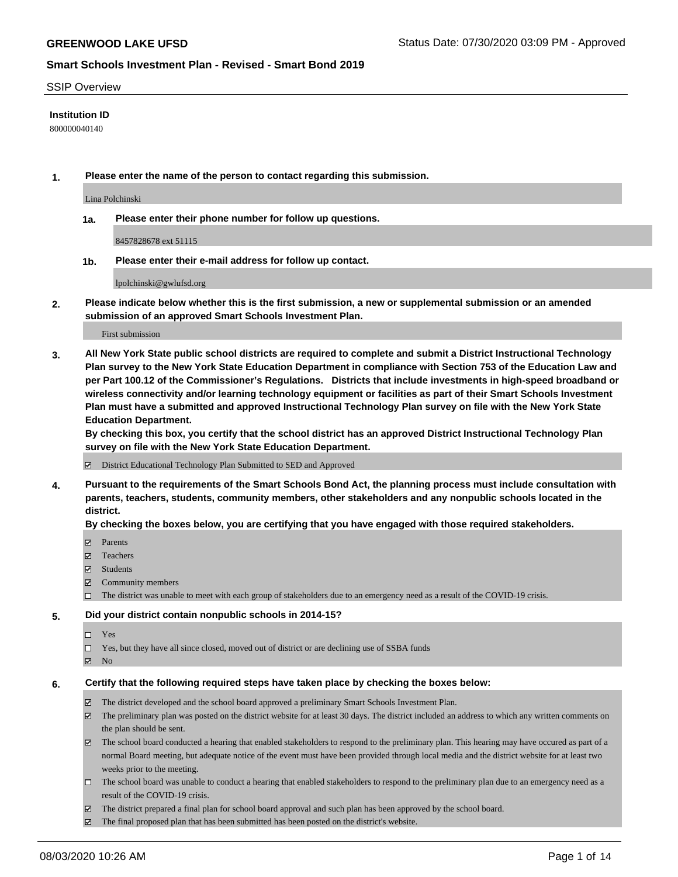**GREENWOOD LAKE UFSD**

Status Date: 07/30/2020 03:09 PM - Approved

## Smart Schools Investment Plan - Revised - Smart Bond 2019

SSIP Overview

**Institution ID**

800000040140

**1. Please enter the name of the person to contact regarding this submission.**

Lina Polchinski

**1a. Please enter their phone number for follow up questions.**

8457828678 ext 51115

**1b. Please enter their e-mail address for follow up contact.**

lpolchinski@gwlufsd.org

**2. Please indicate below whether this is the first submission, a new or supplemental submission or an amended submission of an approved Smart Schools Investment Plan.**

First submission

**3. All New York State public school districts are required to complete and submit a District Instructional Technology Plan survey to the New York State Education Department in compliance with Section 753 of the Education Law and per Part 100.12 of the Commissioner's Regulations. Districts that include investments in high-speed broadband or wireless connectivity and/or learning technology equipment or facilities as part of their Smart Schools Investment Plan must have a submitted and approved Instructional Technology Plan survey on file with the New York State Education Department.**

**By checking this box, you certify that the school district has an approved District Instructional Technology Plan survey on file with the New York State Education Department.**

- [x] District Educational Technology Plan Submitted to SED and Approved

**4. Pursuant to the requirements of the Smart Schools Bond Act, the planning process must include consultation with parents, teachers, students, community members, other stakeholders and any nonpublic schools located in the district.**

**By checking the boxes below, you are certifying that you have engaged with those required stakeholders.**

- [x] Parents
- [x] Teachers
- [x] Students
- [x] Community members
- [ ] The district was unable to meet with each group of stakeholders due to an emergency need as a result of the COVID-19 crisis.

**5. Did your district contain nonpublic schools in 2014-15?**

- [ ] Yes
- [ ] Yes, but they have all since closed, moved out of district or are declining use of SSBA funds
- [x] No

**6. Certify that the following required steps have taken place by checking the boxes below:**

- [x] The district developed and the school board approved a preliminary Smart Schools Investment Plan.
- [x] The preliminary plan was posted on the district website for at least 30 days. The district included an address to which any written comments on the plan should be sent.
- [x] The school board conducted a hearing that enabled stakeholders to respond to the preliminary plan. This hearing may have occured as part of a normal Board meeting, but adequate notice of the event must have been provided through local media and the district website for at least two weeks prior to the meeting.
- [ ] The school board was unable to conduct a hearing that enabled stakeholders to respond to the preliminary plan due to an emergency need as a result of the COVID-19 crisis.
- [x] The district prepared a final plan for school board approval and such plan has been approved by the school board.
- [x] The final proposed plan that has been submitted has been posted on the district's website.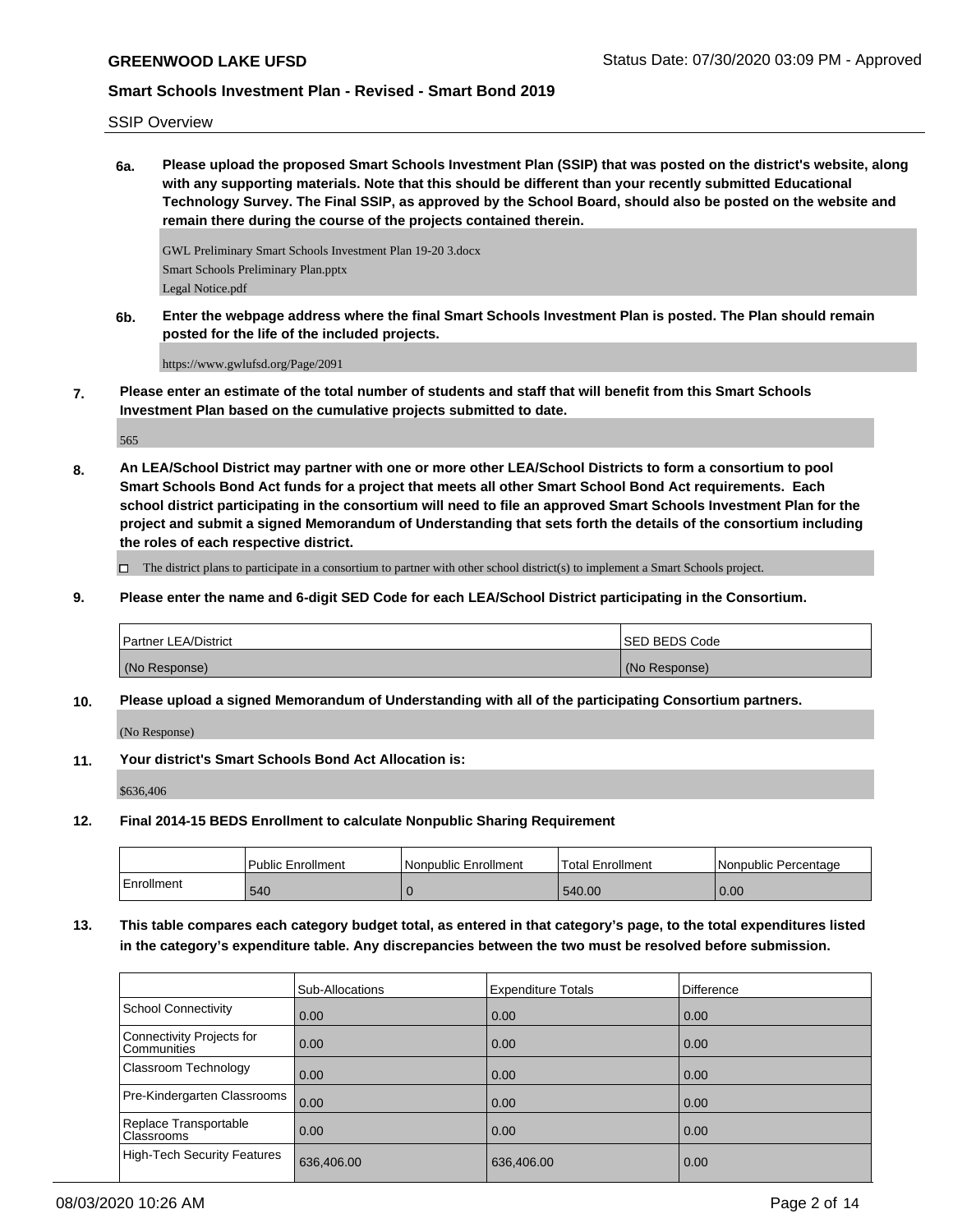SSIP Overview

**6a. Please upload the proposed Smart Schools Investment Plan (SSIP) that was posted on the district's website, along with any supporting materials. Note that this should be different than your recently submitted Educational Technology Survey. The Final SSIP, as approved by the School Board, should also be posted on the website and remain there during the course of the projects contained therein.**

GWL Preliminary Smart Schools Investment Plan 19-20 3.docx
Smart Schools Preliminary Plan.pptx
Legal Notice.pdf

**6b. Enter the webpage address where the final Smart Schools Investment Plan is posted. The Plan should remain posted for the life of the included projects.**

https://www.gwlufsd.org/Page/2091

**7. Please enter an estimate of the total number of students and staff that will benefit from this Smart Schools Investment Plan based on the cumulative projects submitted to date.**

565

**8. An LEA/School District may partner with one or more other LEA/School Districts to form a consortium to pool Smart Schools Bond Act funds for a project that meets all other Smart School Bond Act requirements. Each school district participating in the consortium will need to file an approved Smart Schools Investment Plan for the project and submit a signed Memorandum of Understanding that sets forth the details of the consortium including the roles of each respective district.**

☐ The district plans to participate in a consortium to partner with other school district(s) to implement a Smart Schools project.

**9. Please enter the name and 6-digit SED Code for each LEA/School District participating in the Consortium.**

| Partner LEA/District | SED BEDS Code |
|---|---|
| (No Response) | (No Response) |

**10. Please upload a signed Memorandum of Understanding with all of the participating Consortium partners.**

(No Response)

**11. Your district's Smart Schools Bond Act Allocation is:**

$636,406

**12. Final 2014-15 BEDS Enrollment to calculate Nonpublic Sharing Requirement**

| | Public Enrollment | Nonpublic Enrollment | Total Enrollment | Nonpublic Percentage |
|---|---|---|---|---|
| Enrollment | 540 | 0 | 540.00 | 0.00 |

**13. This table compares each category budget total, as entered in that category's page, to the total expenditures listed in the category's expenditure table. Any discrepancies between the two must be resolved before submission.**

| | Sub-Allocations | Expenditure Totals | Difference |
|---|---|---|---|
| School Connectivity | 0.00 | 0.00 | 0.00 |
| Connectivity Projects for Communities | 0.00 | 0.00 | 0.00 |
| Classroom Technology | 0.00 | 0.00 | 0.00 |
| Pre-Kindergarten Classrooms | 0.00 | 0.00 | 0.00 |
| Replace Transportable Classrooms | 0.00 | 0.00 | 0.00 |
| High-Tech Security Features | 636,406.00 | 636,406.00 | 0.00 |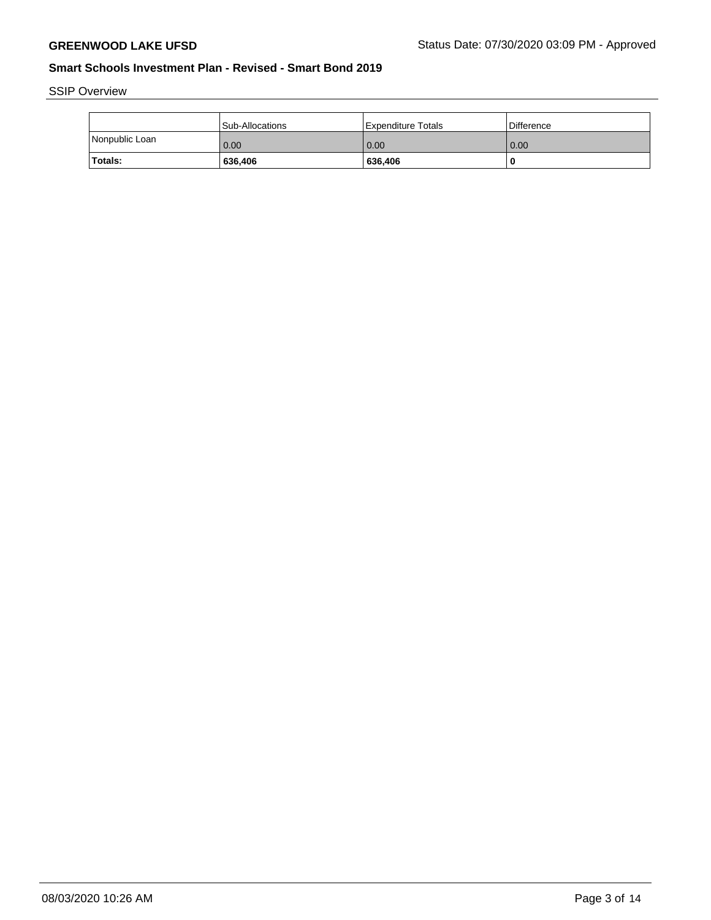## SSIP Overview

| | Sub-Allocations | Expenditure Totals | Difference |
|---|---|---|---|
| Nonpublic Loan | 0.00 | 0.00 | 0.00 |
| **Totals:** | **636,406** | **636,406** | **0** |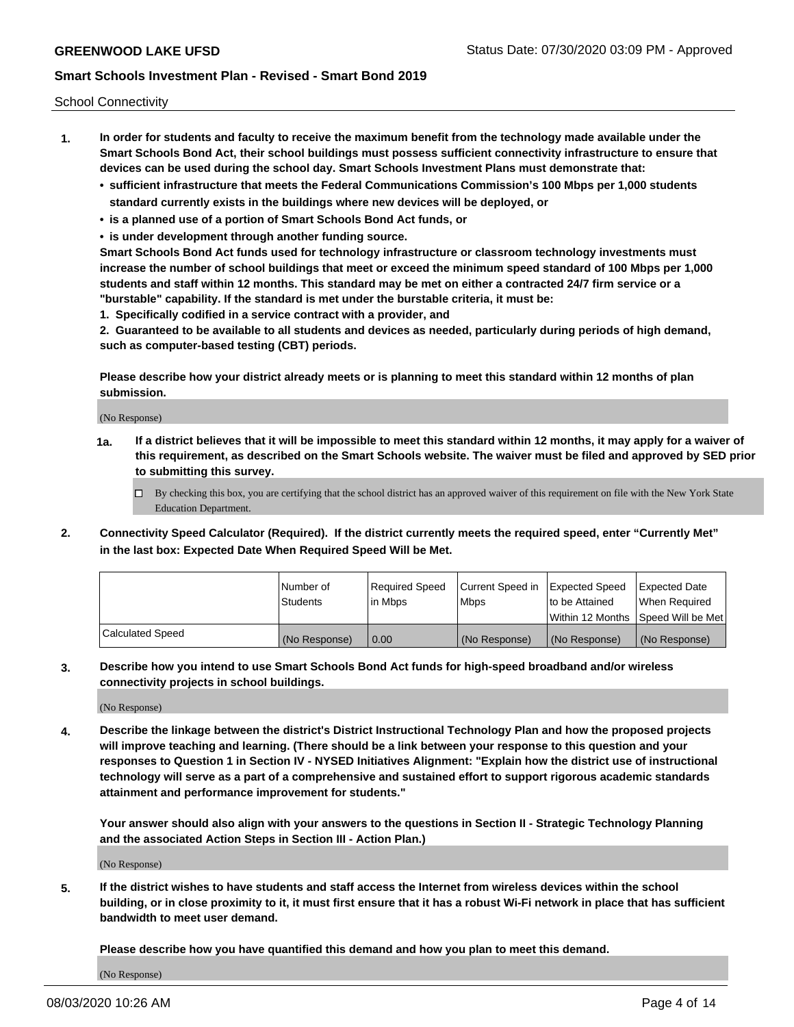School Connectivity

1. **In order for students and faculty to receive the maximum benefit from the technology made available under the Smart Schools Bond Act, their school buildings must possess sufficient connectivity infrastructure to ensure that devices can be used during the school day. Smart Schools Investment Plans must demonstrate that:**
   - **sufficient infrastructure that meets the Federal Communications Commission's 100 Mbps per 1,000 students standard currently exists in the buildings where new devices will be deployed, or**
   - **is a planned use of a portion of Smart Schools Bond Act funds, or**
   - **is under development through another funding source.**

   **Smart Schools Bond Act funds used for technology infrastructure or classroom technology investments must increase the number of school buildings that meet or exceed the minimum speed standard of 100 Mbps per 1,000 students and staff within 12 months. This standard may be met on either a contracted 24/7 firm service or a "burstable" capability. If the standard is met under the burstable criteria, it must be:**

   **1. Specifically codified in a service contract with a provider, and**

   **2. Guaranteed to be available to all students and devices as needed, particularly during periods of high demand, such as computer-based testing (CBT) periods.**

   **Please describe how your district already meets or is planning to meet this standard within 12 months of plan submission.**

   (No Response)

   **1a. If a district believes that it will be impossible to meet this standard within 12 months, it may apply for a waiver of this requirement, as described on the Smart Schools website. The waiver must be filed and approved by SED prior to submitting this survey.**

   ☐ By checking this box, you are certifying that the school district has an approved waiver of this requirement on file with the New York State Education Department.

2. **Connectivity Speed Calculator (Required). If the district currently meets the required speed, enter "Currently Met" in the last box: Expected Date When Required Speed Will be Met.**

| | Number of Students | Required Speed in Mbps | Current Speed in Mbps | Expected Speed to be Attained Within 12 Months | Expected Date When Required Speed Will be Met |
|---|---|---|---|---|---|
| Calculated Speed | (No Response) | 0.00 | (No Response) | (No Response) | (No Response) |

3. **Describe how you intend to use Smart Schools Bond Act funds for high-speed broadband and/or wireless connectivity projects in school buildings.**

   (No Response)

4. **Describe the linkage between the district's District Instructional Technology Plan and how the proposed projects will improve teaching and learning. (There should be a link between your response to this question and your responses to Question 1 in Section IV - NYSED Initiatives Alignment: "Explain how the district use of instructional technology will serve as a part of a comprehensive and sustained effort to support rigorous academic standards attainment and performance improvement for students."**

   **Your answer should also align with your answers to the questions in Section II - Strategic Technology Planning and the associated Action Steps in Section III - Action Plan.)**

   (No Response)

5. **If the district wishes to have students and staff access the Internet from wireless devices within the school building, or in close proximity to it, it must first ensure that it has a robust Wi-Fi network in place that has sufficient bandwidth to meet user demand.**

   **Please describe how you have quantified this demand and how you plan to meet this demand.**

   (No Response)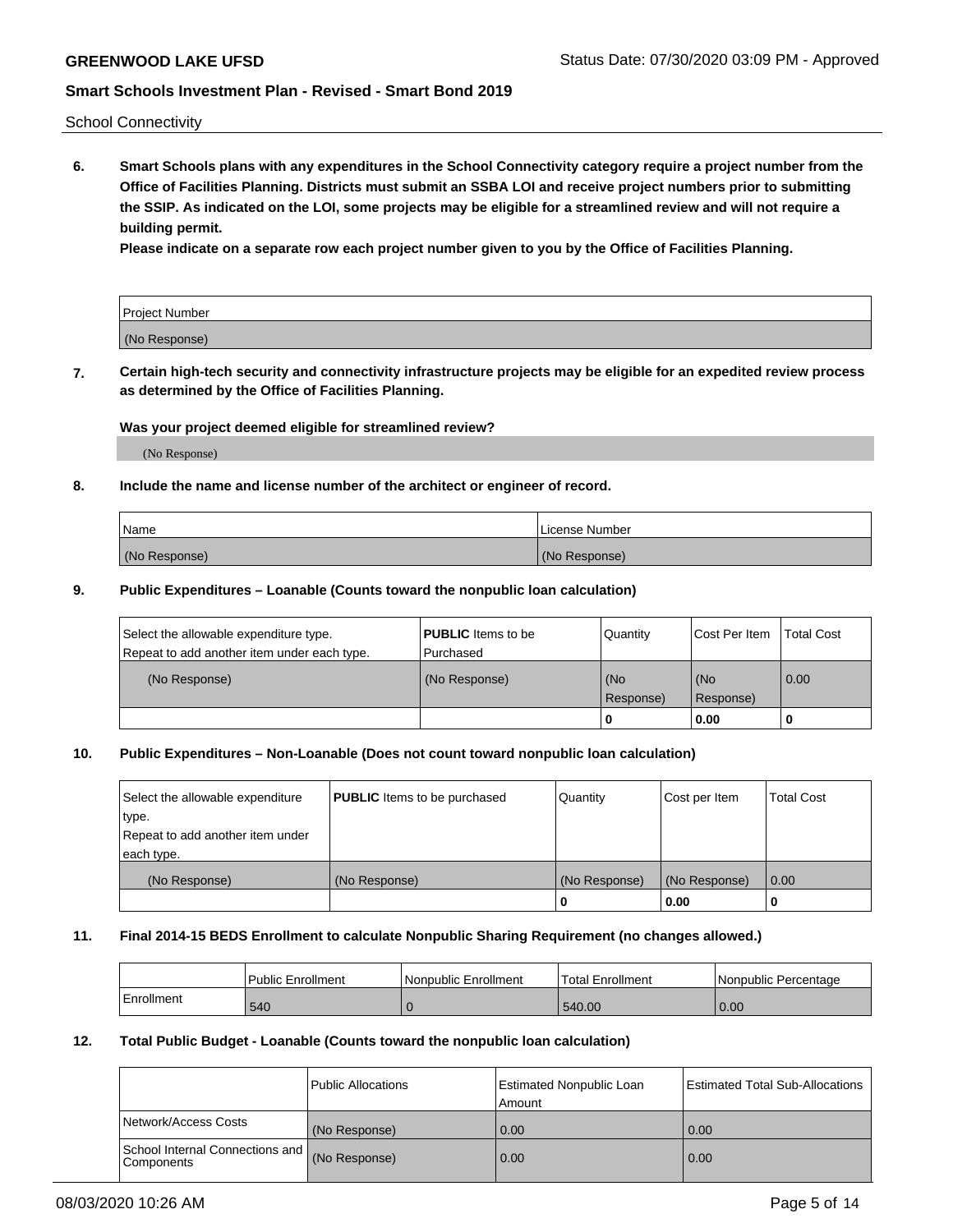School Connectivity

**6. Smart Schools plans with any expenditures in the School Connectivity category require a project number from the Office of Facilities Planning. Districts must submit an SSBA LOI and receive project numbers prior to submitting the SSIP. As indicated on the LOI, some projects may be eligible for a streamlined review and will not require a building permit.**

**Please indicate on a separate row each project number given to you by the Office of Facilities Planning.**

| Project Number |
|---|
| (No Response) |

**7. Certain high-tech security and connectivity infrastructure projects may be eligible for an expedited review process as determined by the Office of Facilities Planning.**

**Was your project deemed eligible for streamlined review?**

(No Response)

**8. Include the name and license number of the architect or engineer of record.**

| Name | License Number |
|---|---|
| (No Response) | (No Response) |

**9. Public Expenditures – Loanable (Counts toward the nonpublic loan calculation)**

| Select the allowable expenditure type. Repeat to add another item under each type. | **PUBLIC** Items to be Purchased | Quantity | Cost Per Item | Total Cost |
|---|---|---|---|---|
| (No Response) | (No Response) | (No Response) | (No Response) | 0.00 |
| | | 0 | 0.00 | 0 |

**10. Public Expenditures – Non-Loanable (Does not count toward nonpublic loan calculation)**

| Select the allowable expenditure type. Repeat to add another item under each type. | **PUBLIC** Items to be purchased | Quantity | Cost per Item | Total Cost |
|---|---|---|---|---|
| (No Response) | (No Response) | (No Response) | (No Response) | 0.00 |
| | | 0 | 0.00 | 0 |

**11. Final 2014-15 BEDS Enrollment to calculate Nonpublic Sharing Requirement (no changes allowed.)**

| | Public Enrollment | Nonpublic Enrollment | Total Enrollment | Nonpublic Percentage |
|---|---|---|---|---|
| Enrollment | 540 | 0 | 540.00 | 0.00 |

**12. Total Public Budget - Loanable (Counts toward the nonpublic loan calculation)**

| | Public Allocations | Estimated Nonpublic Loan Amount | Estimated Total Sub-Allocations |
|---|---|---|---|
| Network/Access Costs | (No Response) | 0.00 | 0.00 |
| School Internal Connections and Components | (No Response) | 0.00 | 0.00 |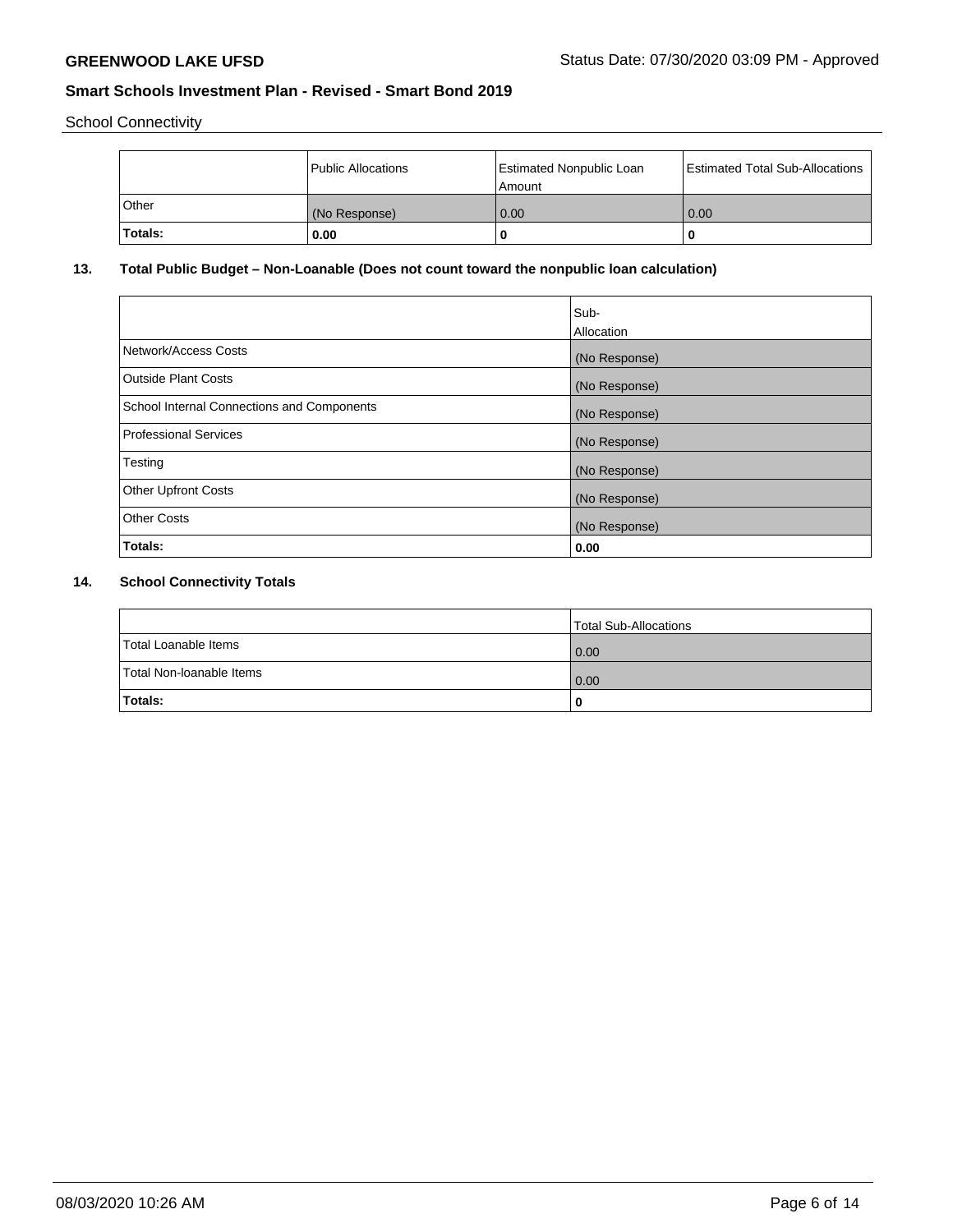School Connectivity

|  | Public Allocations | Estimated Nonpublic Loan Amount | Estimated Total Sub-Allocations |
|---|---|---|---|
| Other | (No Response) | 0.00 | 0.00 |
| **Totals:** | **0.00** | **0** | **0** |

## 13. Total Public Budget – Non-Loanable (Does not count toward the nonpublic loan calculation)

|  | Sub-Allocation |
|---|---|
| Network/Access Costs | (No Response) |
| Outside Plant Costs | (No Response) |
| School Internal Connections and Components | (No Response) |
| Professional Services | (No Response) |
| Testing | (No Response) |
| Other Upfront Costs | (No Response) |
| Other Costs | (No Response) |
| **Totals:** | **0.00** |

## 14. School Connectivity Totals

|  | Total Sub-Allocations |
|---|---|
| Total Loanable Items | 0.00 |
| Total Non-loanable Items | 0.00 |
| **Totals:** | **0** |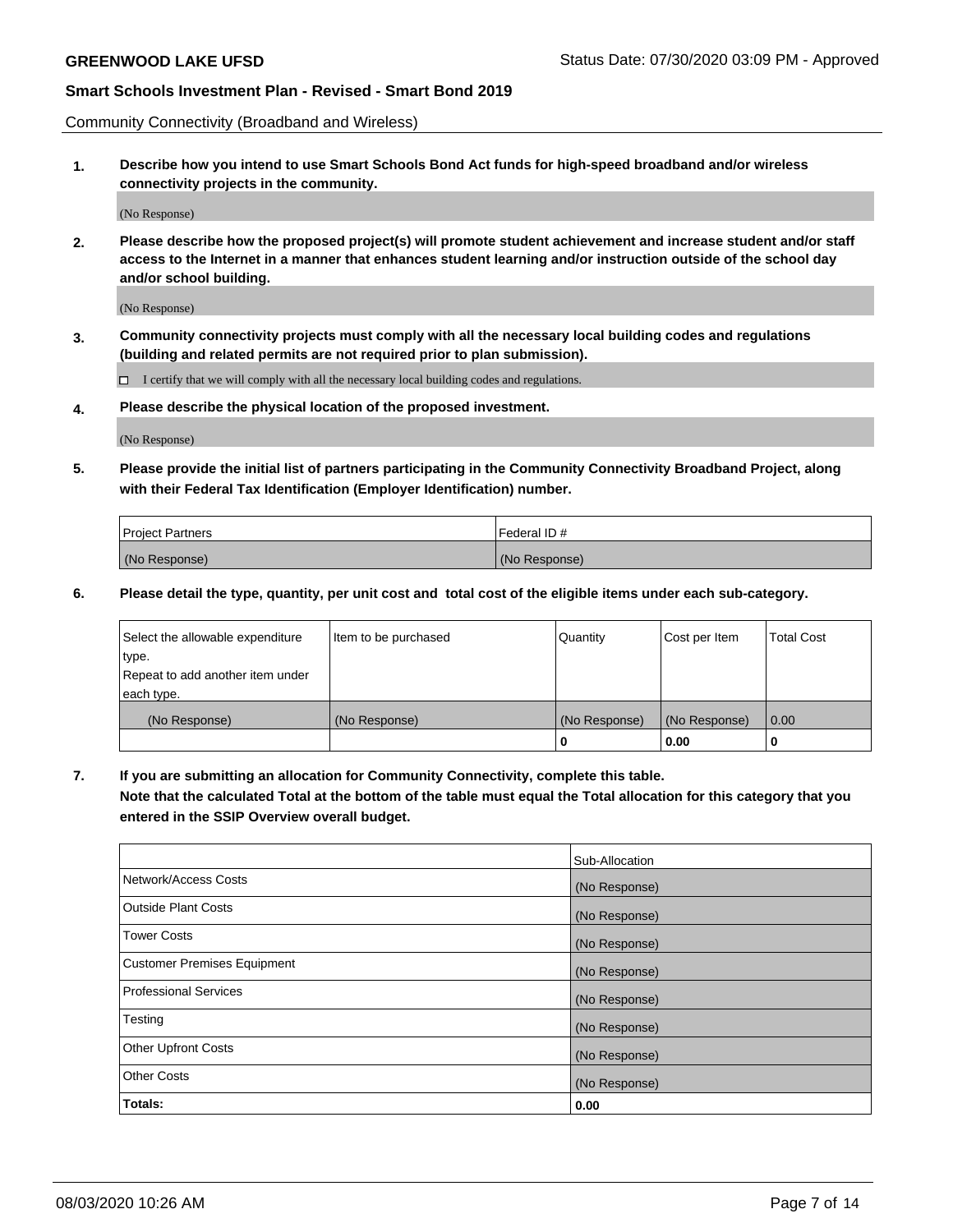Community Connectivity (Broadband and Wireless)

**1. Describe how you intend to use Smart Schools Bond Act funds for high-speed broadband and/or wireless connectivity projects in the community.**

(No Response)

**2. Please describe how the proposed project(s) will promote student achievement and increase student and/or staff access to the Internet in a manner that enhances student learning and/or instruction outside of the school day and/or school building.**

(No Response)

**3. Community connectivity projects must comply with all the necessary local building codes and regulations (building and related permits are not required prior to plan submission).**

☐ I certify that we will comply with all the necessary local building codes and regulations.

**4. Please describe the physical location of the proposed investment.**

(No Response)

**5. Please provide the initial list of partners participating in the Community Connectivity Broadband Project, along with their Federal Tax Identification (Employer Identification) number.**

| Project Partners | Federal ID # |
| --- | --- |
| (No Response) | (No Response) |

**6. Please detail the type, quantity, per unit cost and total cost of the eligible items under each sub-category.**

| Select the allowable expenditure type. Repeat to add another item under each type. | Item to be purchased | Quantity | Cost per Item | Total Cost |
| --- | --- | --- | --- | --- |
| (No Response) | (No Response) | (No Response) | (No Response) | 0.00 |
| | | **0** | **0.00** | **0** |

**7. If you are submitting an allocation for Community Connectivity, complete this table. Note that the calculated Total at the bottom of the table must equal the Total allocation for this category that you entered in the SSIP Overview overall budget.**

| | Sub-Allocation |
| --- | --- |
| Network/Access Costs | (No Response) |
| Outside Plant Costs | (No Response) |
| Tower Costs | (No Response) |
| Customer Premises Equipment | (No Response) |
| Professional Services | (No Response) |
| Testing | (No Response) |
| Other Upfront Costs | (No Response) |
| Other Costs | (No Response) |
| **Totals:** | **0.00** |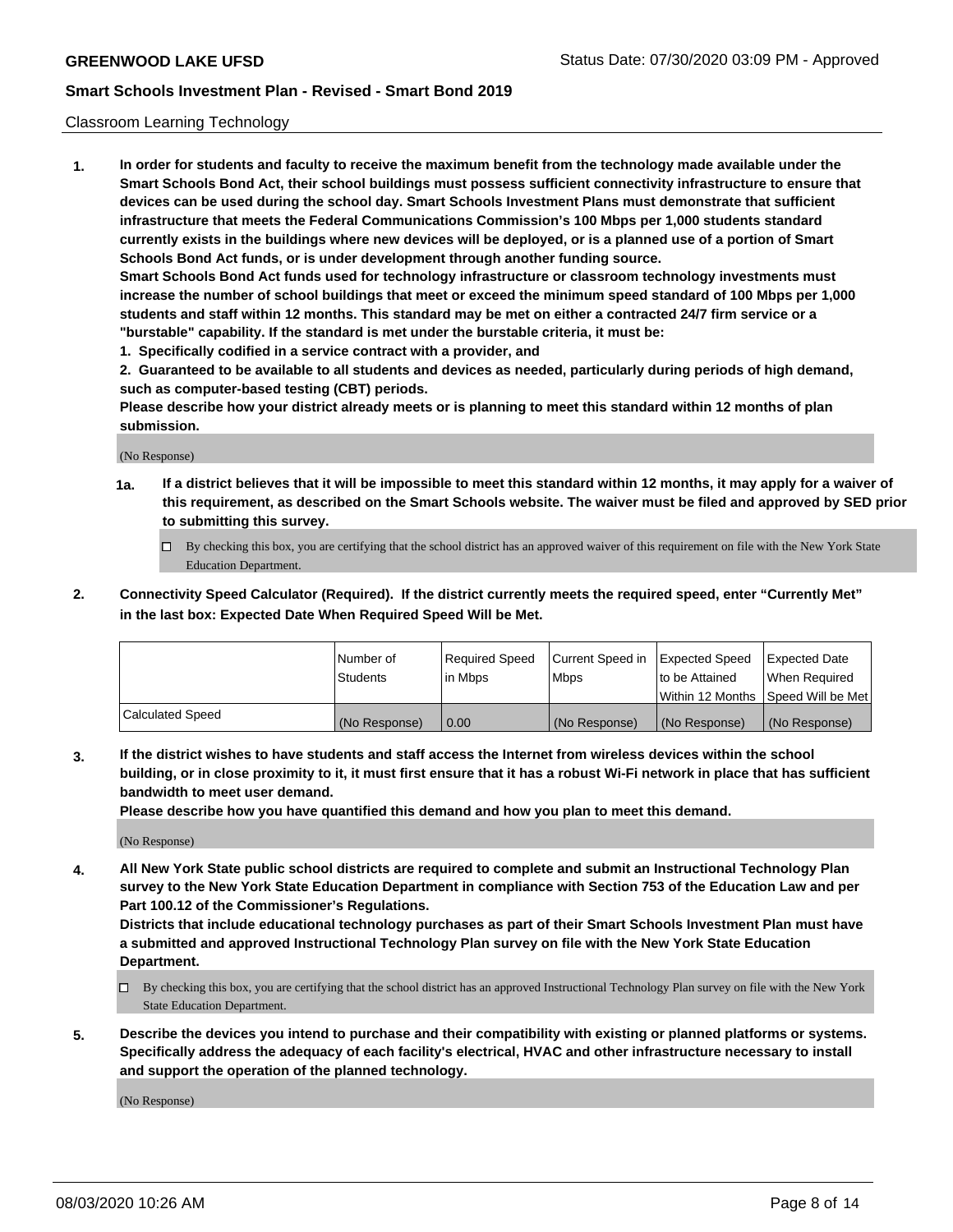Classroom Learning Technology

1. **In order for students and faculty to receive the maximum benefit from the technology made available under the Smart Schools Bond Act, their school buildings must possess sufficient connectivity infrastructure to ensure that devices can be used during the school day. Smart Schools Investment Plans must demonstrate that sufficient infrastructure that meets the Federal Communications Commission's 100 Mbps per 1,000 students standard currently exists in the buildings where new devices will be deployed, or is a planned use of a portion of Smart Schools Bond Act funds, or is under development through another funding source.**
   **Smart Schools Bond Act funds used for technology infrastructure or classroom technology investments must increase the number of school buildings that meet or exceed the minimum speed standard of 100 Mbps per 1,000 students and staff within 12 months. This standard may be met on either a contracted 24/7 firm service or a "burstable" capability. If the standard is met under the burstable criteria, it must be:**
   **1. Specifically codified in a service contract with a provider, and**
   **2. Guaranteed to be available to all students and devices as needed, particularly during periods of high demand, such as computer-based testing (CBT) periods.**
   **Please describe how your district already meets or is planning to meet this standard within 12 months of plan submission.**

   (No Response)

   **1a. If a district believes that it will be impossible to meet this standard within 12 months, it may apply for a waiver of this requirement, as described on the Smart Schools website. The waiver must be filed and approved by SED prior to submitting this survey.**

   ☐ By checking this box, you are certifying that the school district has an approved waiver of this requirement on file with the New York State Education Department.

2. **Connectivity Speed Calculator (Required). If the district currently meets the required speed, enter "Currently Met" in the last box: Expected Date When Required Speed Will be Met.**

| | Number of Students | Required Speed in Mbps | Current Speed in Mbps | Expected Speed to be Attained Within 12 Months | Expected Date When Required Speed Will be Met |
|---|---|---|---|---|---|
| Calculated Speed | (No Response) | 0.00 | (No Response) | (No Response) | (No Response) |

3. **If the district wishes to have students and staff access the Internet from wireless devices within the school building, or in close proximity to it, it must first ensure that it has a robust Wi-Fi network in place that has sufficient bandwidth to meet user demand.**
   **Please describe how you have quantified this demand and how you plan to meet this demand.**

   (No Response)

4. **All New York State public school districts are required to complete and submit an Instructional Technology Plan survey to the New York State Education Department in compliance with Section 753 of the Education Law and per Part 100.12 of the Commissioner's Regulations.**
   **Districts that include educational technology purchases as part of their Smart Schools Investment Plan must have a submitted and approved Instructional Technology Plan survey on file with the New York State Education Department.**

   ☐ By checking this box, you are certifying that the school district has an approved Instructional Technology Plan survey on file with the New York State Education Department.

5. **Describe the devices you intend to purchase and their compatibility with existing or planned platforms or systems. Specifically address the adequacy of each facility's electrical, HVAC and other infrastructure necessary to install and support the operation of the planned technology.**

   (No Response)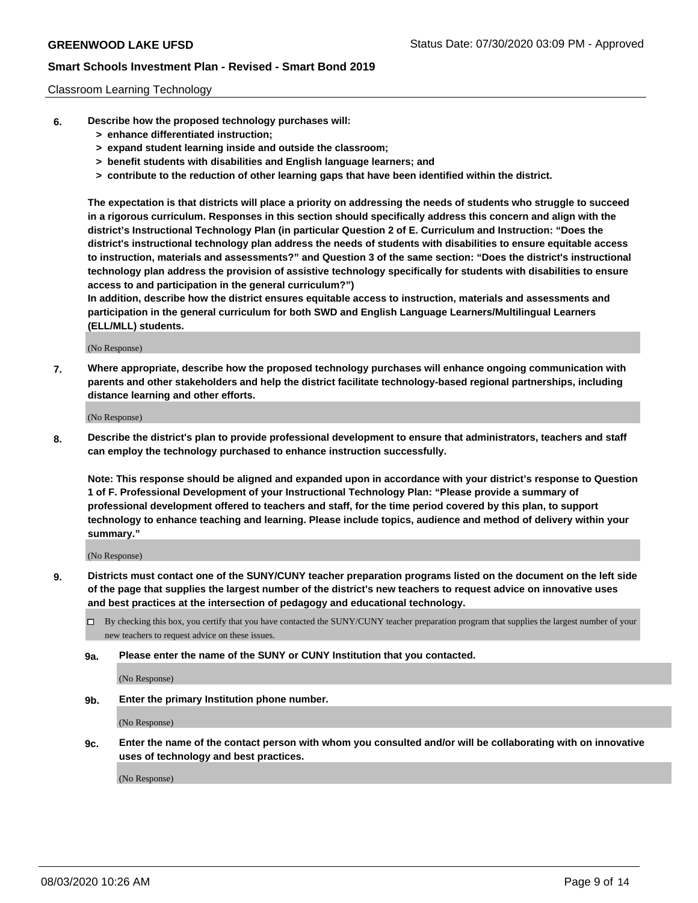Classroom Learning Technology

**6. Describe how the proposed technology purchases will:**
  - **> enhance differentiated instruction;**
  - **> expand student learning inside and outside the classroom;**
  - **> benefit students with disabilities and English language learners; and**
  - **> contribute to the reduction of other learning gaps that have been identified within the district.**

**The expectation is that districts will place a priority on addressing the needs of students who struggle to succeed in a rigorous curriculum. Responses in this section should specifically address this concern and align with the district's Instructional Technology Plan (in particular Question 2 of E. Curriculum and Instruction: "Does the district's instructional technology plan address the needs of students with disabilities to ensure equitable access to instruction, materials and assessments?" and Question 3 of the same section: "Does the district's instructional technology plan address the provision of assistive technology specifically for students with disabilities to ensure access to and participation in the general curriculum?")**

**In addition, describe how the district ensures equitable access to instruction, materials and assessments and participation in the general curriculum for both SWD and English Language Learners/Multilingual Learners (ELL/MLL) students.**

(No Response)

**7. Where appropriate, describe how the proposed technology purchases will enhance ongoing communication with parents and other stakeholders and help the district facilitate technology-based regional partnerships, including distance learning and other efforts.**

(No Response)

**8. Describe the district's plan to provide professional development to ensure that administrators, teachers and staff can employ the technology purchased to enhance instruction successfully.**

**Note: This response should be aligned and expanded upon in accordance with your district's response to Question 1 of F. Professional Development of your Instructional Technology Plan: "Please provide a summary of professional development offered to teachers and staff, for the time period covered by this plan, to support technology to enhance teaching and learning. Please include topics, audience and method of delivery within your summary."**

(No Response)

**9. Districts must contact one of the SUNY/CUNY teacher preparation programs listed on the document on the left side of the page that supplies the largest number of the district's new teachers to request advice on innovative uses and best practices at the intersection of pedagogy and educational technology.**

☐ By checking this box, you certify that you have contacted the SUNY/CUNY teacher preparation program that supplies the largest number of your new teachers to request advice on these issues.

**9a. Please enter the name of the SUNY or CUNY Institution that you contacted.**

(No Response)

**9b. Enter the primary Institution phone number.**

(No Response)

**9c. Enter the name of the contact person with whom you consulted and/or will be collaborating with on innovative uses of technology and best practices.**

(No Response)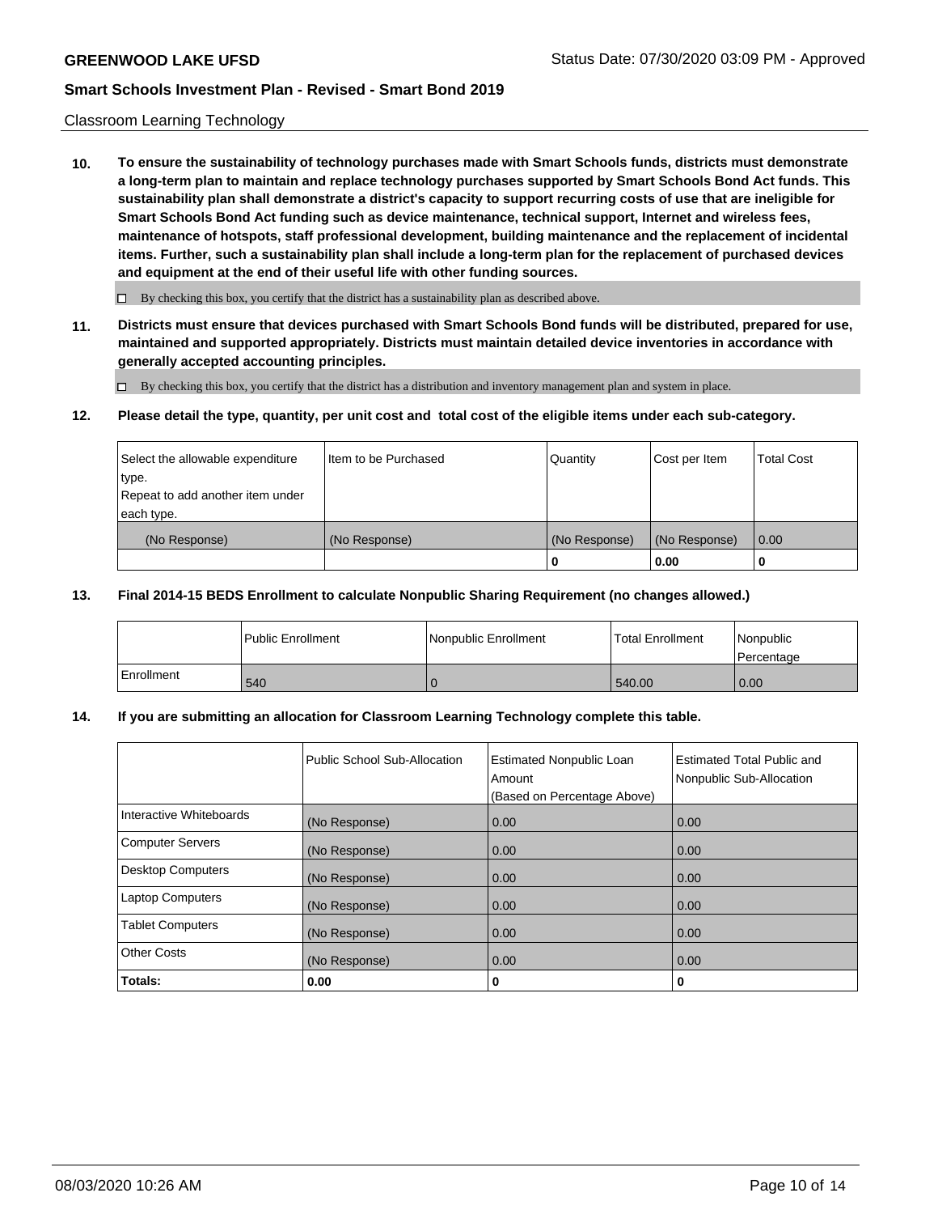Classroom Learning Technology

**10. To ensure the sustainability of technology purchases made with Smart Schools funds, districts must demonstrate a long-term plan to maintain and replace technology purchases supported by Smart Schools Bond Act funds. This sustainability plan shall demonstrate a district's capacity to support recurring costs of use that are ineligible for Smart Schools Bond Act funding such as device maintenance, technical support, Internet and wireless fees, maintenance of hotspots, staff professional development, building maintenance and the replacement of incidental items. Further, such a sustainability plan shall include a long-term plan for the replacement of purchased devices and equipment at the end of their useful life with other funding sources.**

☐ By checking this box, you certify that the district has a sustainability plan as described above.

**11. Districts must ensure that devices purchased with Smart Schools Bond funds will be distributed, prepared for use, maintained and supported appropriately. Districts must maintain detailed device inventories in accordance with generally accepted accounting principles.**

☐ By checking this box, you certify that the district has a distribution and inventory management plan and system in place.

**12. Please detail the type, quantity, per unit cost and total cost of the eligible items under each sub-category.**

| Select the allowable expenditure type. Repeat to add another item under each type. | Item to be Purchased | Quantity | Cost per Item | Total Cost |
|---|---|---|---|---|
| (No Response) | (No Response) | (No Response) | (No Response) | 0.00 |
| | | **0** | **0.00** | **0** |

**13. Final 2014-15 BEDS Enrollment to calculate Nonpublic Sharing Requirement (no changes allowed.)**

| | Public Enrollment | Nonpublic Enrollment | Total Enrollment | Nonpublic Percentage |
|---|---|---|---|---|
| Enrollment | 540 | 0 | 540.00 | 0.00 |

**14. If you are submitting an allocation for Classroom Learning Technology complete this table.**

| | Public School Sub-Allocation | Estimated Nonpublic Loan Amount (Based on Percentage Above) | Estimated Total Public and Nonpublic Sub-Allocation |
|---|---|---|---|
| Interactive Whiteboards | (No Response) | 0.00 | 0.00 |
| Computer Servers | (No Response) | 0.00 | 0.00 |
| Desktop Computers | (No Response) | 0.00 | 0.00 |
| Laptop Computers | (No Response) | 0.00 | 0.00 |
| Tablet Computers | (No Response) | 0.00 | 0.00 |
| Other Costs | (No Response) | 0.00 | 0.00 |
| **Totals:** | **0.00** | **0** | **0** |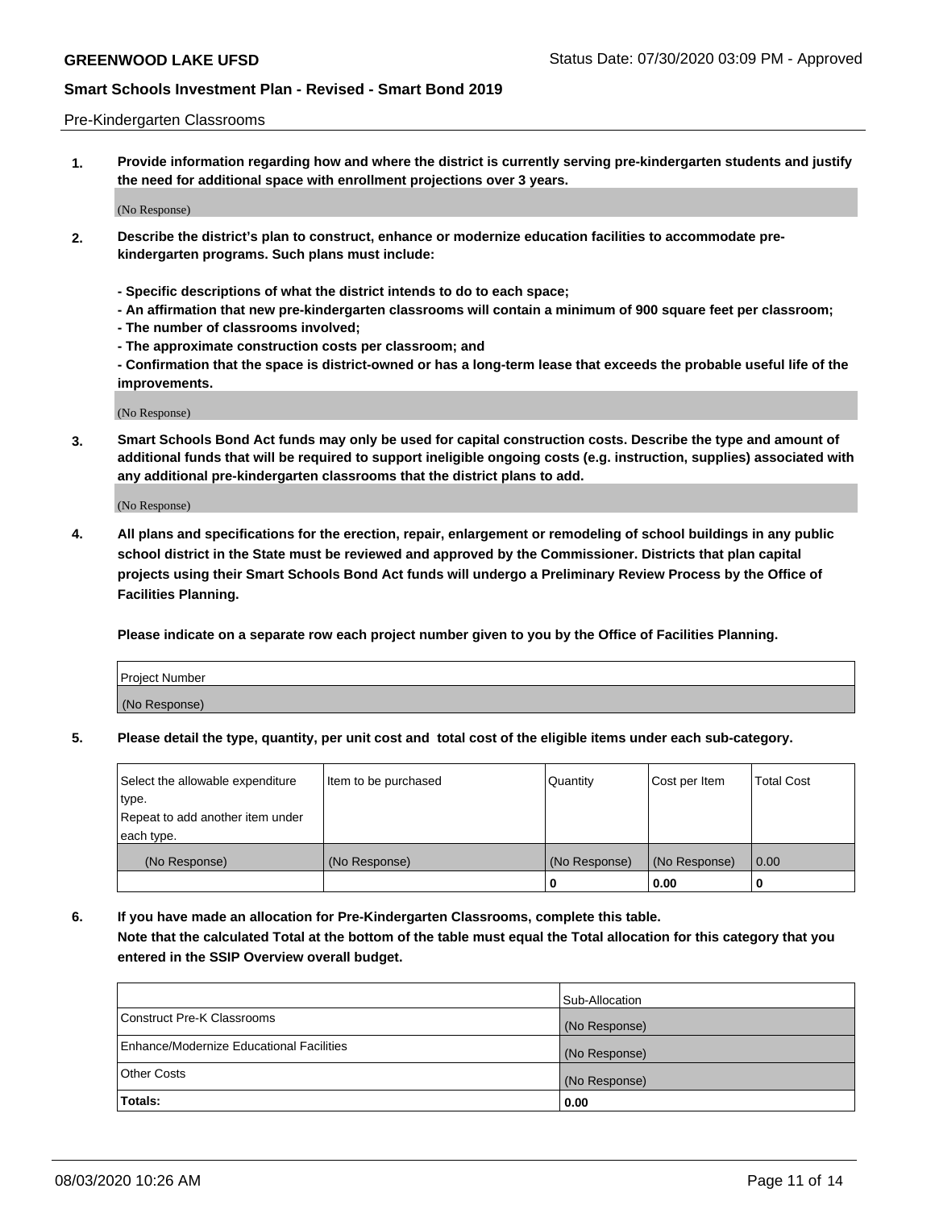Pre-Kindergarten Classrooms

**1. Provide information regarding how and where the district is currently serving pre-kindergarten students and justify the need for additional space with enrollment projections over 3 years.**

(No Response)

**2. Describe the district's plan to construct, enhance or modernize education facilities to accommodate pre-kindergarten programs. Such plans must include:**

**- Specific descriptions of what the district intends to do to each space;**
**- An affirmation that new pre-kindergarten classrooms will contain a minimum of 900 square feet per classroom;**
**- The number of classrooms involved;**
**- The approximate construction costs per classroom; and**
**- Confirmation that the space is district-owned or has a long-term lease that exceeds the probable useful life of the improvements.**

(No Response)

**3. Smart Schools Bond Act funds may only be used for capital construction costs. Describe the type and amount of additional funds that will be required to support ineligible ongoing costs (e.g. instruction, supplies) associated with any additional pre-kindergarten classrooms that the district plans to add.**

(No Response)

**4. All plans and specifications for the erection, repair, enlargement or remodeling of school buildings in any public school district in the State must be reviewed and approved by the Commissioner. Districts that plan capital projects using their Smart Schools Bond Act funds will undergo a Preliminary Review Process by the Office of Facilities Planning.**

**Please indicate on a separate row each project number given to you by the Office of Facilities Planning.**

| Project Number |
|---|
| (No Response) |

**5. Please detail the type, quantity, per unit cost and total cost of the eligible items under each sub-category.**

| Select the allowable expenditure type. Repeat to add another item under each type. | Item to be purchased | Quantity | Cost per Item | Total Cost |
|---|---|---|---|---|
| (No Response) | (No Response) | (No Response) | (No Response) | 0.00 |
| | | 0 | 0.00 | 0 |

**6. If you have made an allocation for Pre-Kindergarten Classrooms, complete this table.**
**Note that the calculated Total at the bottom of the table must equal the Total allocation for this category that you entered in the SSIP Overview overall budget.**

| | Sub-Allocation |
|---|---|
| Construct Pre-K Classrooms | (No Response) |
| Enhance/Modernize Educational Facilities | (No Response) |
| Other Costs | (No Response) |
| **Totals:** | 0.00 |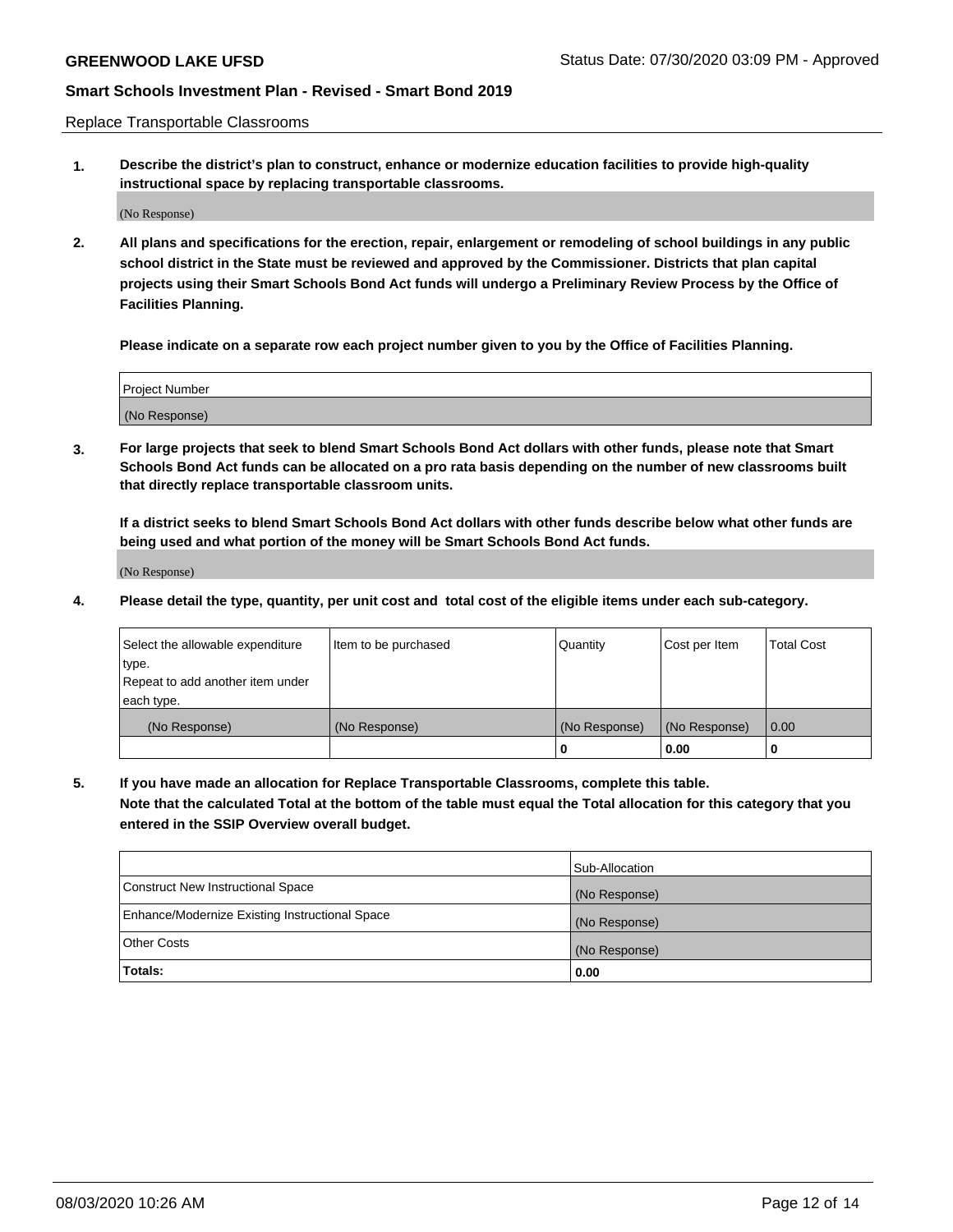Replace Transportable Classrooms

1. **Describe the district's plan to construct, enhance or modernize education facilities to provide high-quality instructional space by replacing transportable classrooms.**

(No Response)

2. **All plans and specifications for the erection, repair, enlargement or remodeling of school buildings in any public school district in the State must be reviewed and approved by the Commissioner. Districts that plan capital projects using their Smart Schools Bond Act funds will undergo a Preliminary Review Process by the Office of Facilities Planning.**

**Please indicate on a separate row each project number given to you by the Office of Facilities Planning.**

| Project Number |
|---|
| (No Response) |

3. **For large projects that seek to blend Smart Schools Bond Act dollars with other funds, please note that Smart Schools Bond Act funds can be allocated on a pro rata basis depending on the number of new classrooms built that directly replace transportable classroom units.**

**If a district seeks to blend Smart Schools Bond Act dollars with other funds describe below what other funds are being used and what portion of the money will be Smart Schools Bond Act funds.**

(No Response)

4. **Please detail the type, quantity, per unit cost and total cost of the eligible items under each sub-category.**

| Select the allowable expenditure type. Repeat to add another item under each type. | Item to be purchased | Quantity | Cost per Item | Total Cost |
|---|---|---|---|---|
| (No Response) | (No Response) | (No Response) | (No Response) | 0.00 |
| | | 0 | 0.00 | 0 |

5. **If you have made an allocation for Replace Transportable Classrooms, complete this table. Note that the calculated Total at the bottom of the table must equal the Total allocation for this category that you entered in the SSIP Overview overall budget.**

| | Sub-Allocation |
|---|---|
| Construct New Instructional Space | (No Response) |
| Enhance/Modernize Existing Instructional Space | (No Response) |
| Other Costs | (No Response) |
| **Totals:** | **0.00** |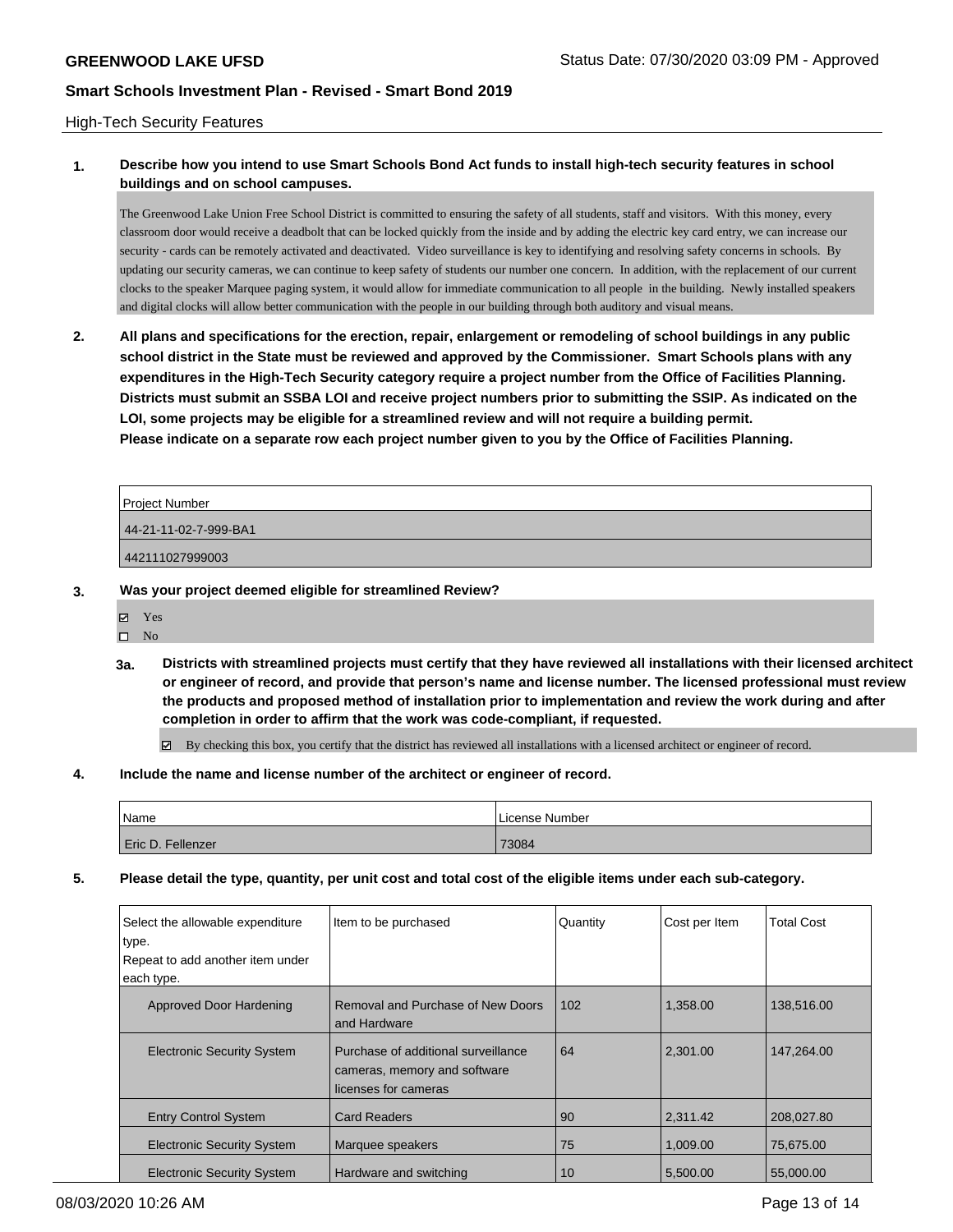## High-Tech Security Features

**1. Describe how you intend to use Smart Schools Bond Act funds to install high-tech security features in school buildings and on school campuses.**

The Greenwood Lake Union Free School District is committed to ensuring the safety of all students, staff and visitors. With this money, every classroom door would receive a deadbolt that can be locked quickly from the inside and by adding the electric key card entry, we can increase our security - cards can be remotely activated and deactivated. Video surveillance is key to identifying and resolving safety concerns in schools. By updating our security cameras, we can continue to keep safety of students our number one concern. In addition, with the replacement of our current clocks to the speaker Marquee paging system, it would allow for immediate communication to all people in the building. Newly installed speakers and digital clocks will allow better communication with the people in our building through both auditory and visual means.

**2. All plans and specifications for the erection, repair, enlargement or remodeling of school buildings in any public school district in the State must be reviewed and approved by the Commissioner. Smart Schools plans with any expenditures in the High-Tech Security category require a project number from the Office of Facilities Planning. Districts must submit an SSBA LOI and receive project numbers prior to submitting the SSIP. As indicated on the LOI, some projects may be eligible for a streamlined review and will not require a building permit. Please indicate on a separate row each project number given to you by the Office of Facilities Planning.**

| Project Number |
|---|
| 44-21-11-02-7-999-BA1 |
| 442111027999003 |

**3. Was your project deemed eligible for streamlined Review?**

- ☑ Yes
- ☐ No

**3a. Districts with streamlined projects must certify that they have reviewed all installations with their licensed architect or engineer of record, and provide that person's name and license number. The licensed professional must review the products and proposed method of installation prior to implementation and review the work during and after completion in order to affirm that the work was code-compliant, if requested.**

☑ By checking this box, you certify that the district has reviewed all installations with a licensed architect or engineer of record.

**4. Include the name and license number of the architect or engineer of record.**

| Name | License Number |
|---|---|
| Eric D. Fellenzer | 73084 |

**5. Please detail the type, quantity, per unit cost and total cost of the eligible items under each sub-category.**

| Select the allowable expenditure type. Repeat to add another item under each type. | Item to be purchased | Quantity | Cost per Item | Total Cost |
|---|---|---|---|---|
| Approved Door Hardening | Removal and Purchase of New Doors and Hardware | 102 | 1,358.00 | 138,516.00 |
| Electronic Security System | Purchase of additional surveillance cameras, memory and software licenses for cameras | 64 | 2,301.00 | 147,264.00 |
| Entry Control System | Card Readers | 90 | 2,311.42 | 208,027.80 |
| Electronic Security System | Marquee speakers | 75 | 1,009.00 | 75,675.00 |
| Electronic Security System | Hardware and switching | 10 | 5,500.00 | 55,000.00 |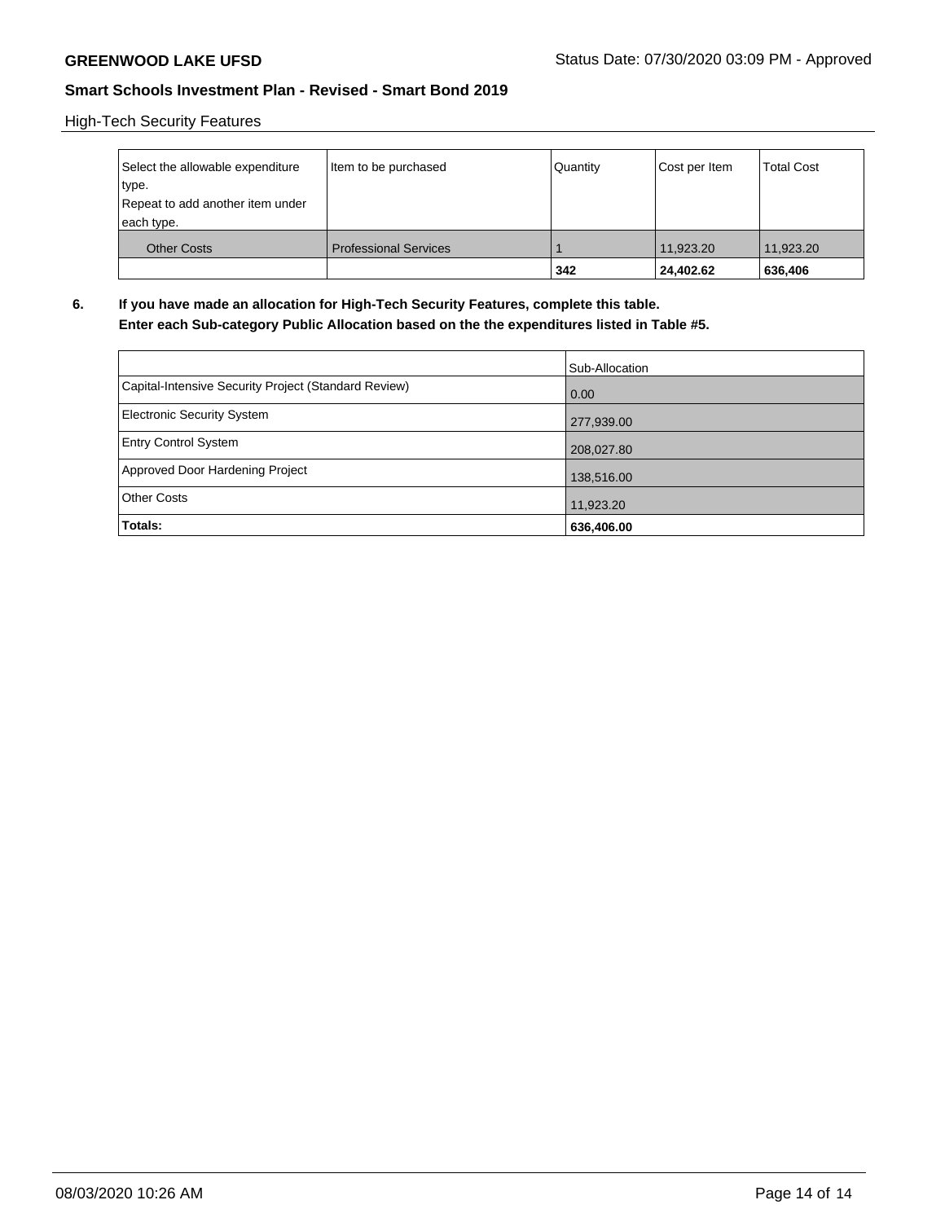High-Tech Security Features

| Select the allowable expenditure type. Repeat to add another item under each type. | Item to be purchased | Quantity | Cost per Item | Total Cost |
|---|---|---|---|---|
| Other Costs | Professional Services | 1 | 11,923.20 | 11,923.20 |
| | | **342** | **24,402.62** | **636,406** |

**6. If you have made an allocation for High-Tech Security Features, complete this table. Enter each Sub-category Public Allocation based on the the expenditures listed in Table #5.**

| | Sub-Allocation |
|---|---|
| Capital-Intensive Security Project (Standard Review) | 0.00 |
| Electronic Security System | 277,939.00 |
| Entry Control System | 208,027.80 |
| Approved Door Hardening Project | 138,516.00 |
| Other Costs | 11,923.20 |
| **Totals:** | **636,406.00** |